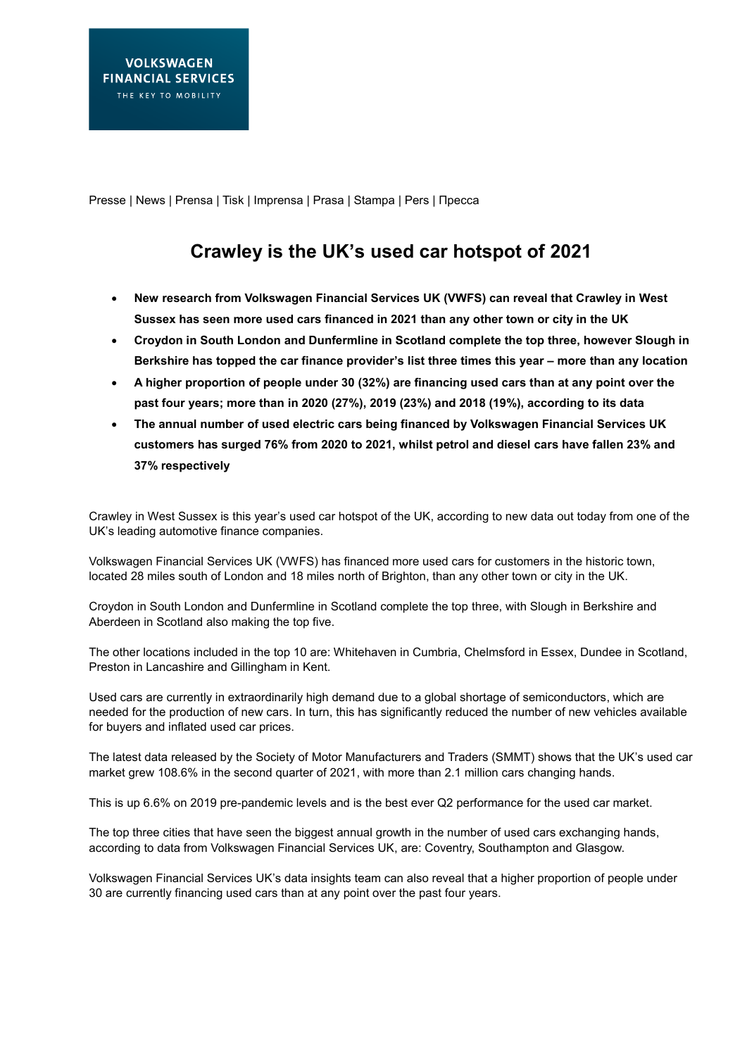VOLKSWAGEN FINANCIAL SERVICES
THE KEY TO MOBILITY

Presse | News | Prensa | Tisk | Imprensa | Prasa | Stampa | Pers | Пресса

# Crawley is the UK's used car hotspot of 2021

- **New research from Volkswagen Financial Services UK (VWFS) can reveal that Crawley in West Sussex has seen more used cars financed in 2021 than any other town or city in the UK**
- **Croydon in South London and Dunfermline in Scotland complete the top three, however Slough in Berkshire has topped the car finance provider's list three times this year – more than any location**
- **A higher proportion of people under 30 (32%) are financing used cars than at any point over the past four years; more than in 2020 (27%), 2019 (23%) and 2018 (19%), according to its data**
- **The annual number of used electric cars being financed by Volkswagen Financial Services UK customers has surged 76% from 2020 to 2021, whilst petrol and diesel cars have fallen 23% and 37% respectively**

Crawley in West Sussex is this year's used car hotspot of the UK, according to new data out today from one of the UK's leading automotive finance companies.

Volkswagen Financial Services UK (VWFS) has financed more used cars for customers in the historic town, located 28 miles south of London and 18 miles north of Brighton, than any other town or city in the UK.

Croydon in South London and Dunfermline in Scotland complete the top three, with Slough in Berkshire and Aberdeen in Scotland also making the top five.

The other locations included in the top 10 are: Whitehaven in Cumbria, Chelmsford in Essex, Dundee in Scotland, Preston in Lancashire and Gillingham in Kent.

Used cars are currently in extraordinarily high demand due to a global shortage of semiconductors, which are needed for the production of new cars. In turn, this has significantly reduced the number of new vehicles available for buyers and inflated used car prices.

The latest data released by the Society of Motor Manufacturers and Traders (SMMT) shows that the UK's used car market grew 108.6% in the second quarter of 2021, with more than 2.1 million cars changing hands.

This is up 6.6% on 2019 pre-pandemic levels and is the best ever Q2 performance for the used car market.

The top three cities that have seen the biggest annual growth in the number of used cars exchanging hands, according to data from Volkswagen Financial Services UK, are: Coventry, Southampton and Glasgow.

Volkswagen Financial Services UK's data insights team can also reveal that a higher proportion of people under 30 are currently financing used cars than at any point over the past four years.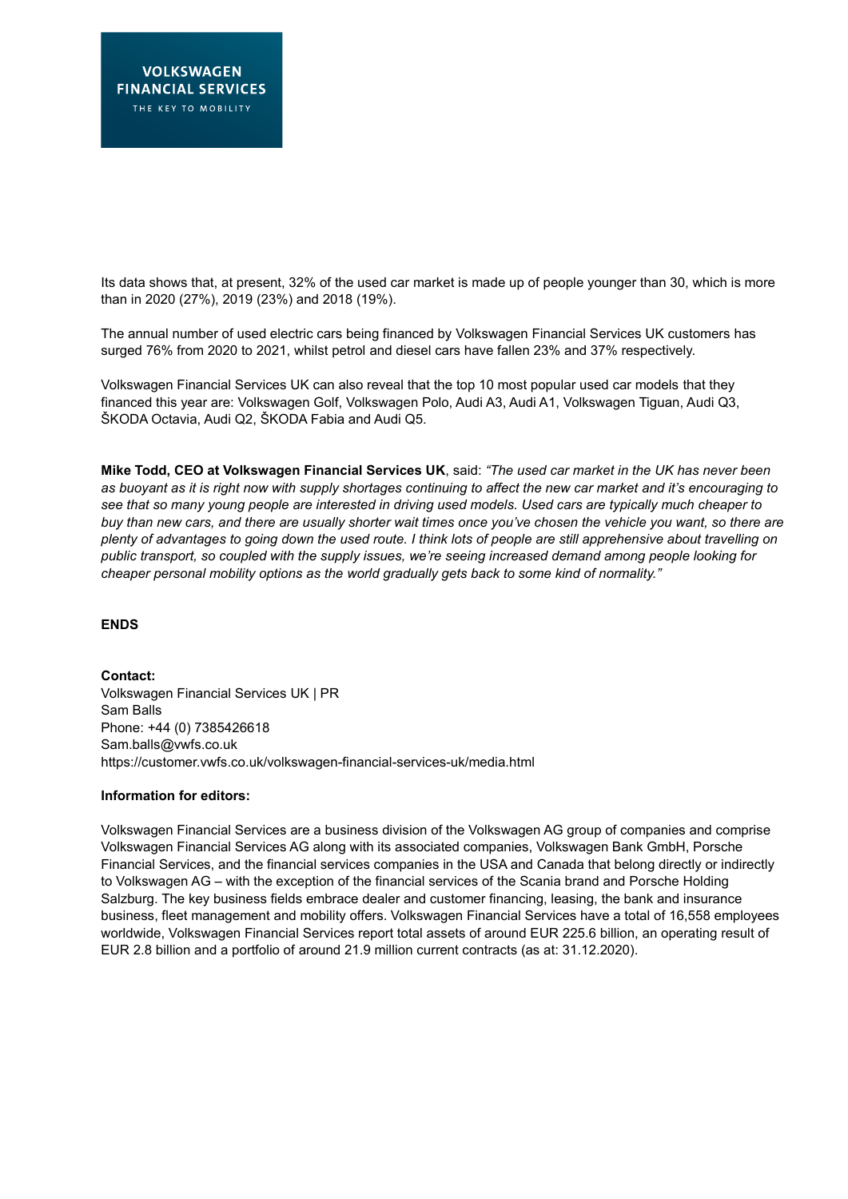Its data shows that, at present, 32% of the used car market is made up of people younger than 30, which is more than in 2020 (27%), 2019 (23%) and 2018 (19%).

The annual number of used electric cars being financed by Volkswagen Financial Services UK customers has surged 76% from 2020 to 2021, whilst petrol and diesel cars have fallen 23% and 37% respectively.

Volkswagen Financial Services UK can also reveal that the top 10 most popular used car models that they financed this year are: Volkswagen Golf, Volkswagen Polo, Audi A3, Audi A1, Volkswagen Tiguan, Audi Q3, ŠKODA Octavia, Audi Q2, ŠKODA Fabia and Audi Q5.

**Mike Todd, CEO at Volkswagen Financial Services UK**, said: *"The used car market in the UK has never been as buoyant as it is right now with supply shortages continuing to affect the new car market and it's encouraging to see that so many young people are interested in driving used models. Used cars are typically much cheaper to buy than new cars, and there are usually shorter wait times once you've chosen the vehicle you want, so there are plenty of advantages to going down the used route. I think lots of people are still apprehensive about travelling on public transport, so coupled with the supply issues, we're seeing increased demand among people looking for cheaper personal mobility options as the world gradually gets back to some kind of normality."*

**ENDS**

**Contact:**
Volkswagen Financial Services UK | PR
Sam Balls
Phone: +44 (0) 7385426618
Sam.balls@vwfs.co.uk
https://customer.vwfs.co.uk/volkswagen-financial-services-uk/media.html

**Information for editors:**

Volkswagen Financial Services are a business division of the Volkswagen AG group of companies and comprise Volkswagen Financial Services AG along with its associated companies, Volkswagen Bank GmbH, Porsche Financial Services, and the financial services companies in the USA and Canada that belong directly or indirectly to Volkswagen AG – with the exception of the financial services of the Scania brand and Porsche Holding Salzburg. The key business fields embrace dealer and customer financing, leasing, the bank and insurance business, fleet management and mobility offers. Volkswagen Financial Services have a total of 16,558 employees worldwide, Volkswagen Financial Services report total assets of around EUR 225.6 billion, an operating result of EUR 2.8 billion and a portfolio of around 21.9 million current contracts (as at: 31.12.2020).